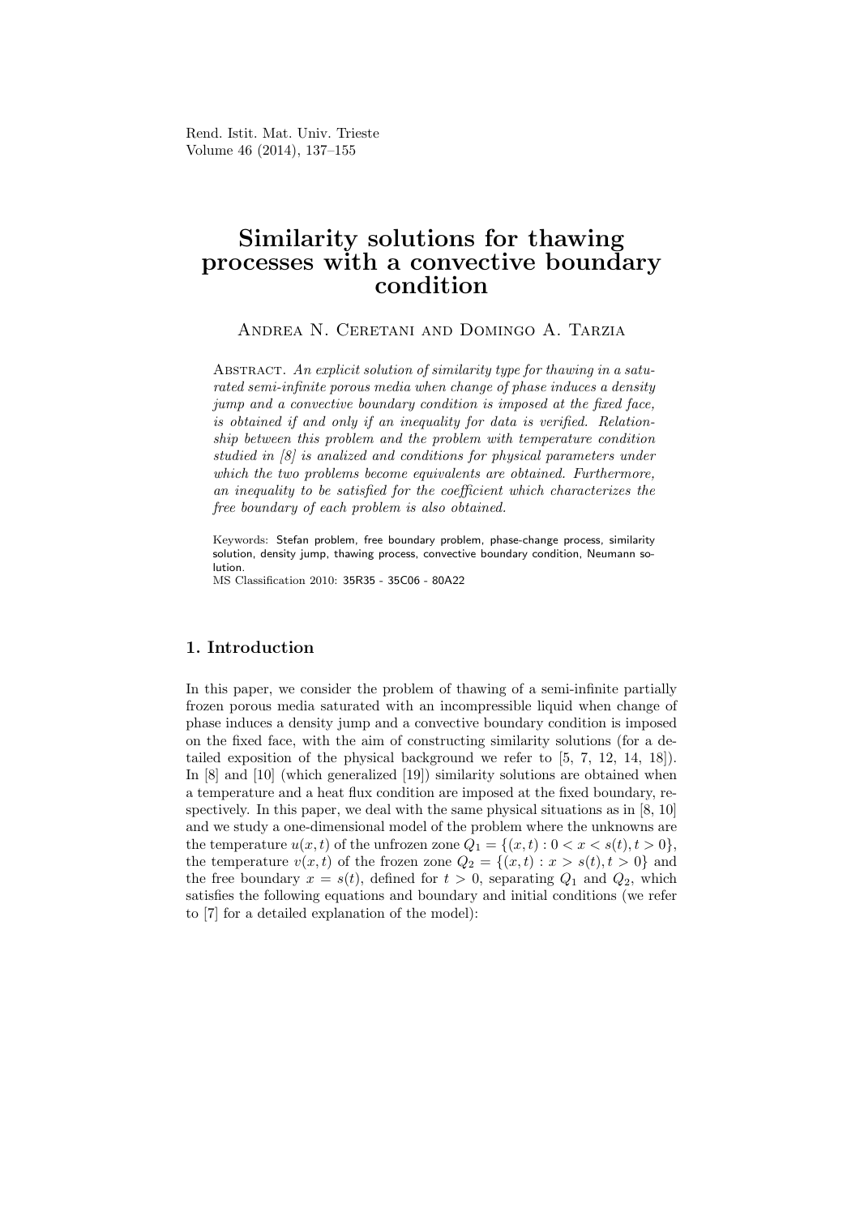# Similarity solutions for thawing processes with a convective boundary condition

Andrea N. Ceretani and Domingo A. Tarzia

Abstract. *An explicit solution of similarity type for thawing in a saturated semi-infinite porous media when change of phase induces a density jump and a convective boundary condition is imposed at the fixed face, is obtained if and only if an inequality for data is verified. Relationship between this problem and the problem with temperature condition studied in [8] is analized and conditions for physical parameters under which the two problems become equivalents are obtained. Furthermore, an inequality to be satisfied for the coefficient which characterizes the free boundary of each problem is also obtained.*

Keywords: Stefan problem, free boundary problem, phase-change process, similarity solution, density jump, thawing process, convective boundary condition, Neumann solution.

MS Classification 2010: 35R35 - 35C06 - 80A22

## 1. Introduction

In this paper, we consider the problem of thawing of a semi-infinite partially frozen porous media saturated with an incompressible liquid when change of phase induces a density jump and a convective boundary condition is imposed on the fixed face, with the aim of constructing similarity solutions (for a detailed exposition of the physical background we refer to [5, 7, 12, 14, 18]). In [8] and [10] (which generalized [19]) similarity solutions are obtained when a temperature and a heat flux condition are imposed at the fixed boundary, respectively. In this paper, we deal with the same physical situations as in [8, 10] and we study a one-dimensional model of the problem where the unknowns are the temperature $u(x,t)$ of the unfrozen zone $Q_1 = \{(x,t) : 0 < x < s(t), t > 0\}$, the temperature $v(x,t)$ of the frozen zone $Q_2 = \{(x,t) : x > s(t), t > 0\}$ and the free boundary $x = s(t)$, defined for $t > 0$, separating $Q_1$ and $Q_2$, which satisfies the following equations and boundary and initial conditions (we refer to [7] for a detailed explanation of the model):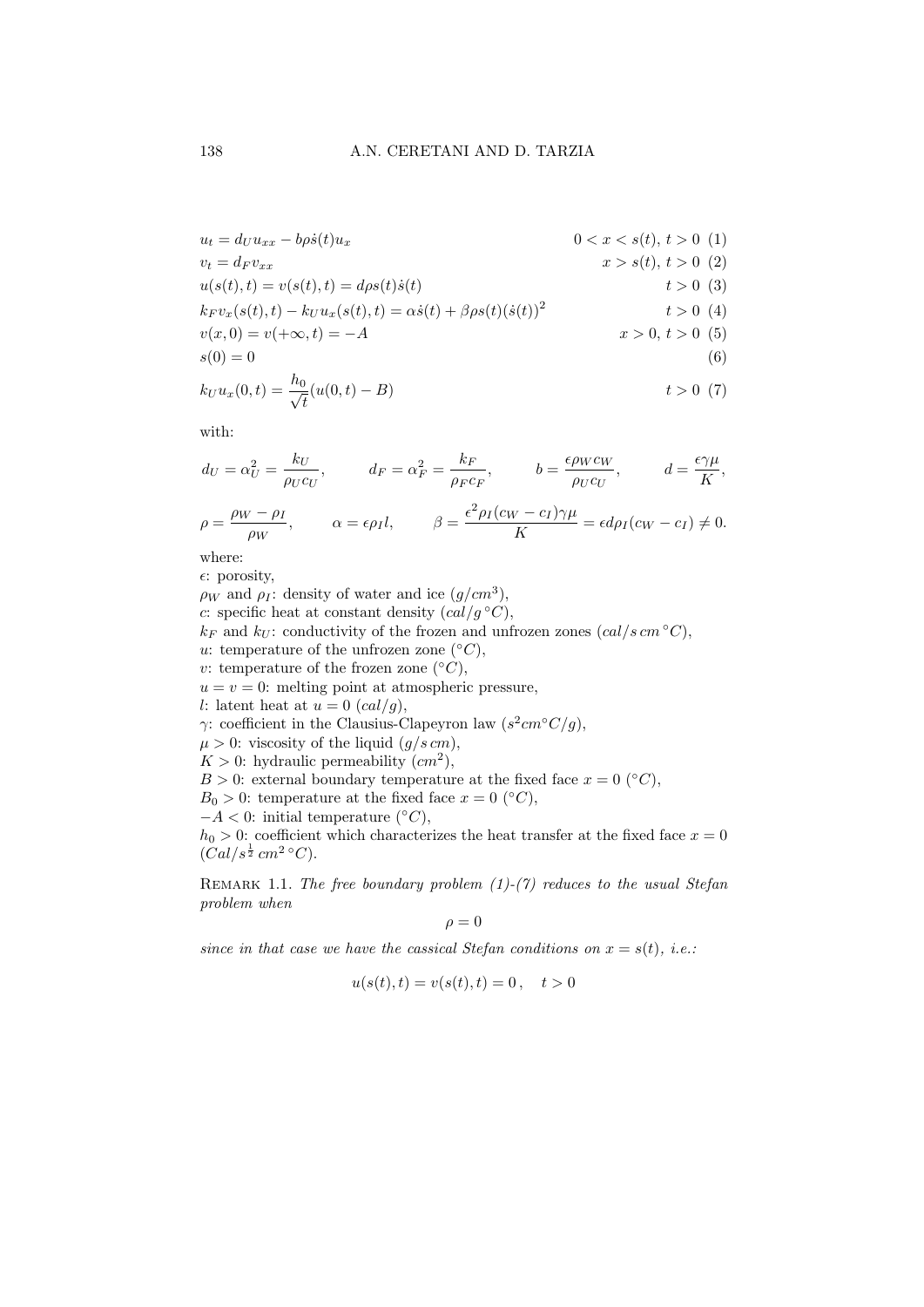$$u_t = d_U u_{xx} - b\rho\dot{s}(t)u_x \qquad 0 < x < s(t),\ t > 0 \quad (1)$$

$$v_t = d_F v_{xx} \qquad x > s(t),\ t > 0 \quad (2)$$

$$u(s(t),t) = v(s(t),t) = d\rho s(t)\dot{s}(t) \qquad t > 0 \quad (3)$$

$$k_F v_x(s(t),t) - k_U u_x(s(t),t) = \alpha\dot{s}(t) + \beta\rho s(t)(\dot{s}(t))^2 \qquad t > 0 \quad (4)$$

$$v(x,0) = v(+\infty,t) = -A \qquad x > 0,\ t > 0 \quad (5)$$

$$s(0) = 0 \quad (6)$$

$$k_U u_x(0,t) = \frac{h_0}{\sqrt{t}}(u(0,t) - B) \qquad t > 0 \quad (7)$$

with:

$$d_U = \alpha_U^2 = \frac{k_U}{\rho_U c_U}, \qquad d_F = \alpha_F^2 = \frac{k_F}{\rho_F c_F}, \qquad b = \frac{\epsilon\rho_W c_W}{\rho_U c_U}, \qquad d = \frac{\epsilon\gamma\mu}{K},$$

$$\rho = \frac{\rho_W - \rho_I}{\rho_W}, \qquad \alpha = \epsilon\rho_I l, \qquad \beta = \frac{\epsilon^2\rho_I(c_W - c_I)\gamma\mu}{K} = \epsilon d\rho_I(c_W - c_I) \neq 0.$$

where:
$\epsilon$: porosity,
$\rho_W$ and $\rho_I$: density of water and ice ($g/cm^3$),
$c$: specific heat at constant density ($cal/g\,^\circ C$),
$k_F$ and $k_U$: conductivity of the frozen and unfrozen zones ($cal/s\,cm\,^\circ C$),
$u$: temperature of the unfrozen zone ($^\circ C$),
$v$: temperature of the frozen zone ($^\circ C$),
$u = v = 0$: melting point at atmospheric pressure,
$l$: latent heat at $u = 0$ ($cal/g$),
$\gamma$: coefficient in the Clausius-Clapeyron law ($s^2 cm^\circ C/g$),
$\mu > 0$: viscosity of the liquid ($g/s\,cm$),
$K > 0$: hydraulic permeability ($cm^2$),
$B > 0$: external boundary temperature at the fixed face $x = 0$ ($^\circ C$),
$B_0 > 0$: temperature at the fixed face $x = 0$ ($^\circ C$),
$-A < 0$: initial temperature ($^\circ C$),
$h_0 > 0$: coefficient which characterizes the heat transfer at the fixed face $x = 0$ ($Cal/s^{\frac{1}{2}}\,cm^2\,^\circ C$).

Remark 1.1. *The free boundary problem (1)-(7) reduces to the usual Stefan problem when*

$$\rho = 0$$

*since in that case we have the cassical Stefan conditions on $x = s(t)$, i.e.:*

$$u(s(t),t) = v(s(t),t) = 0\,, \quad t > 0$$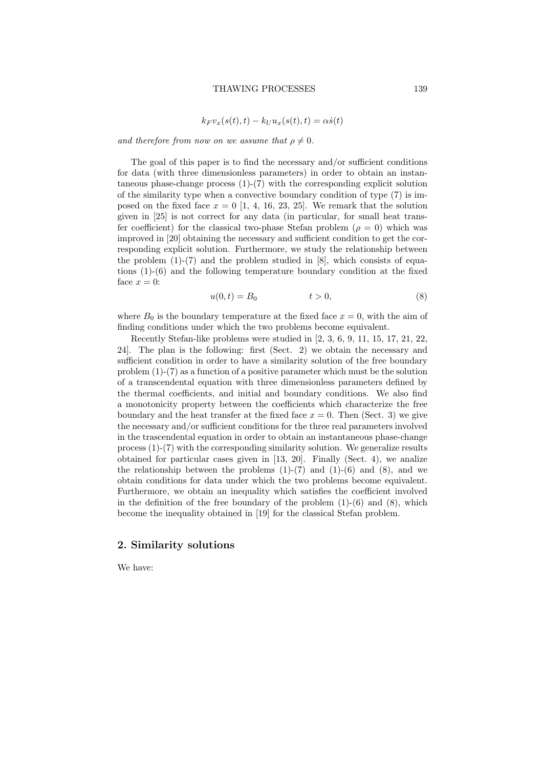$$k_F v_x(s(t),t) - k_U u_x(s(t),t) = \alpha \dot{s}(t)$$

*and therefore from now on we assume that $\rho \neq 0$.*

The goal of this paper is to find the necessary and/or sufficient conditions for data (with three dimensionless parameters) in order to obtain an instantaneous phase-change process (1)-(7) with the corresponding explicit solution of the similarity type when a convective boundary condition of type (7) is imposed on the fixed face $x = 0$ [1, 4, 16, 23, 25]. We remark that the solution given in [25] is not correct for any data (in particular, for small heat transfer coefficient) for the classical two-phase Stefan problem ($\rho = 0$) which was improved in [20] obtaining the necessary and sufficient condition to get the corresponding explicit solution. Furthermore, we study the relationship between the problem (1)-(7) and the problem studied in [8], which consists of equations (1)-(6) and the following temperature boundary condition at the fixed face $x = 0$:

$$u(0,t) = B_0 \qquad\qquad t > 0, \tag{8}$$

where $B_0$ is the boundary temperature at the fixed face $x = 0$, with the aim of finding conditions under which the two problems become equivalent.

Recently Stefan-like problems were studied in [2, 3, 6, 9, 11, 15, 17, 21, 22, 24]. The plan is the following: first (Sect. 2) we obtain the necessary and sufficient condition in order to have a similarity solution of the free boundary problem (1)-(7) as a function of a positive parameter which must be the solution of a transcendental equation with three dimensionless parameters defined by the thermal coefficients, and initial and boundary conditions. We also find a monotonicity property between the coefficients which characterize the free boundary and the heat transfer at the fixed face $x = 0$. Then (Sect. 3) we give the necessary and/or sufficient conditions for the three real parameters involved in the trascendental equation in order to obtain an instantaneous phase-change process (1)-(7) with the corresponding similarity solution. We generalize results obtained for particular cases given in [13, 20]. Finally (Sect. 4), we analize the relationship between the problems (1)-(7) and (1)-(6) and (8), and we obtain conditions for data under which the two problems become equivalent. Furthermore, we obtain an inequality which satisfies the coefficient involved in the definition of the free boundary of the problem (1)-(6) and (8), which become the inequality obtained in [19] for the classical Stefan problem.

## 2. Similarity solutions

We have: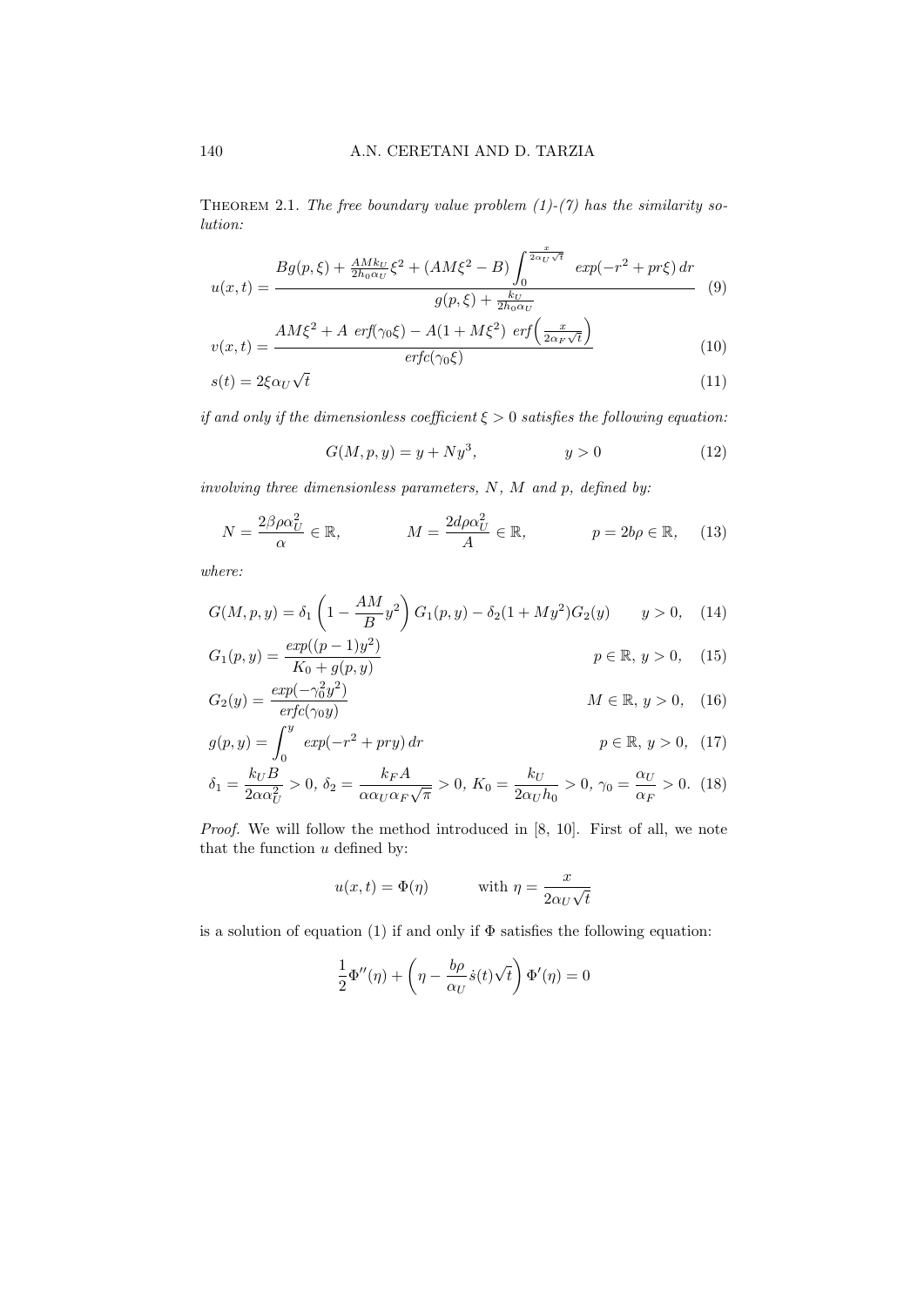Theorem 2.1. *The free boundary value problem (1)-(7) has the similarity solution:*

$$u(x,t) = \frac{Bg(p,\xi) + \frac{AMk_U}{2h_0\alpha_U}\xi^2 + (AM\xi^2 - B)\int_0^{\frac{x}{2\alpha_U\sqrt{t}}} exp(-r^2 + pr\xi)\, dr}{g(p,\xi) + \frac{k_U}{2h_0\alpha_U}} \quad (9)$$

$$v(x,t) = \frac{AM\xi^2 + A\ erf(\gamma_0\xi) - A(1+M\xi^2)\ erf\left(\frac{x}{2\alpha_F\sqrt{t}}\right)}{erfc(\gamma_0\xi)} \quad (10)$$

$$s(t) = 2\xi\alpha_U\sqrt{t} \quad (11)$$

*if and only if the dimensionless coefficient $\xi > 0$ satisfies the following equation:*

$$G(M,p,y) = y + Ny^3, \qquad y > 0 \quad (12)$$

*involving three dimensionless parameters, $N$, $M$ and $p$, defined by:*

$$N = \frac{2\beta\rho\alpha_U^2}{\alpha} \in \mathbb{R}, \qquad M = \frac{2d\rho\alpha_U^2}{A} \in \mathbb{R}, \qquad p = 2b\rho \in \mathbb{R}, \quad (13)$$

*where:*

$$G(M,p,y) = \delta_1\left(1 - \frac{AM}{B}y^2\right)G_1(p,y) - \delta_2(1+My^2)G_2(y) \qquad y > 0, \quad (14)$$

$$G_1(p,y) = \frac{exp((p-1)y^2)}{K_0 + g(p,y)} \qquad p \in \mathbb{R},\ y > 0, \quad (15)$$

$$G_2(y) = \frac{exp(-\gamma_0^2 y^2)}{erfc(\gamma_0 y)} \qquad M \in \mathbb{R},\ y > 0, \quad (16)$$

$$g(p,y) = \int_0^y exp(-r^2 + pry)\, dr \qquad p \in \mathbb{R},\ y > 0, \quad (17)$$

$$\delta_1 = \frac{k_U B}{2\alpha\alpha_U^2} > 0,\ \delta_2 = \frac{k_F A}{\alpha\alpha_U\alpha_F\sqrt{\pi}} > 0,\ K_0 = \frac{k_U}{2\alpha_U h_0} > 0,\ \gamma_0 = \frac{\alpha_U}{\alpha_F} > 0. \quad (18)$$

*Proof.* We will follow the method introduced in [8, 10]. First of all, we note that the function $u$ defined by:

$$u(x,t) = \Phi(\eta) \qquad \text{with } \eta = \frac{x}{2\alpha_U\sqrt{t}}$$

is a solution of equation (1) if and only if $\Phi$ satisfies the following equation:

$$\frac{1}{2}\Phi''(\eta) + \left(\eta - \frac{b\rho}{\alpha_U}\dot{s}(t)\sqrt{t}\right)\Phi'(\eta) = 0$$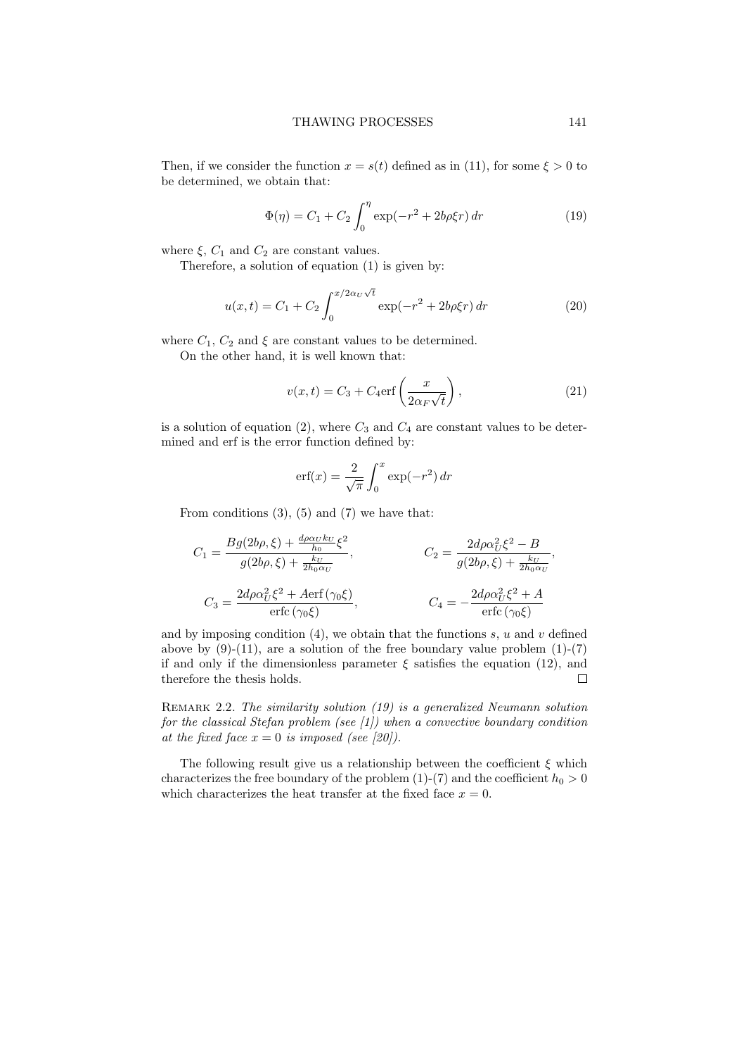Then, if we consider the function $x = s(t)$ defined as in (11), for some $\xi > 0$ to be determined, we obtain that:

$$\Phi(\eta) = C_1 + C_2 \int_0^{\eta} \exp(-r^2 + 2b\rho\xi r)\, dr \tag{19}$$

where $\xi$, $C_1$ and $C_2$ are constant values.

Therefore, a solution of equation (1) is given by:

$$u(x,t) = C_1 + C_2 \int_0^{x/2\alpha_U\sqrt{t}} \exp(-r^2 + 2b\rho\xi r)\, dr \tag{20}$$

where $C_1$, $C_2$ and $\xi$ are constant values to be determined.

On the other hand, it is well known that:

$$v(x,t) = C_3 + C_4 \operatorname{erf}\left(\frac{x}{2\alpha_F\sqrt{t}}\right), \tag{21}$$

is a solution of equation (2), where $C_3$ and $C_4$ are constant values to be determined and erf is the error function defined by:

$$\operatorname{erf}(x) = \frac{2}{\sqrt{\pi}} \int_0^{x} \exp(-r^2)\, dr$$

From conditions (3), (5) and (7) we have that:

$$C_1 = \frac{Bg(2b\rho,\xi) + \frac{d\rho\alpha_U k_U}{h_0}\xi^2}{g(2b\rho,\xi) + \frac{k_U}{2h_0\alpha_U}}, \qquad C_2 = \frac{2d\rho\alpha_U^2\xi^2 - B}{g(2b\rho,\xi) + \frac{k_U}{2h_0\alpha_U}},$$

$$C_3 = \frac{2d\rho\alpha_U^2\xi^2 + A\operatorname{erf}(\gamma_0\xi)}{\operatorname{erfc}(\gamma_0\xi)}, \qquad C_4 = -\frac{2d\rho\alpha_U^2\xi^2 + A}{\operatorname{erfc}(\gamma_0\xi)}$$

and by imposing condition (4), we obtain that the functions $s$, $u$ and $v$ defined above by (9)-(11), are a solution of the free boundary value problem (1)-(7) if and only if the dimensionless parameter $\xi$ satisfies the equation (12), and therefore the thesis holds. □

Remark 2.2. *The similarity solution (19) is a generalized Neumann solution for the classical Stefan problem (see [1]) when a convective boundary condition at the fixed face $x = 0$ is imposed (see [20]).*

The following result give us a relationship between the coefficient $\xi$ which characterizes the free boundary of the problem (1)-(7) and the coefficient $h_0 > 0$ which characterizes the heat transfer at the fixed face $x = 0$.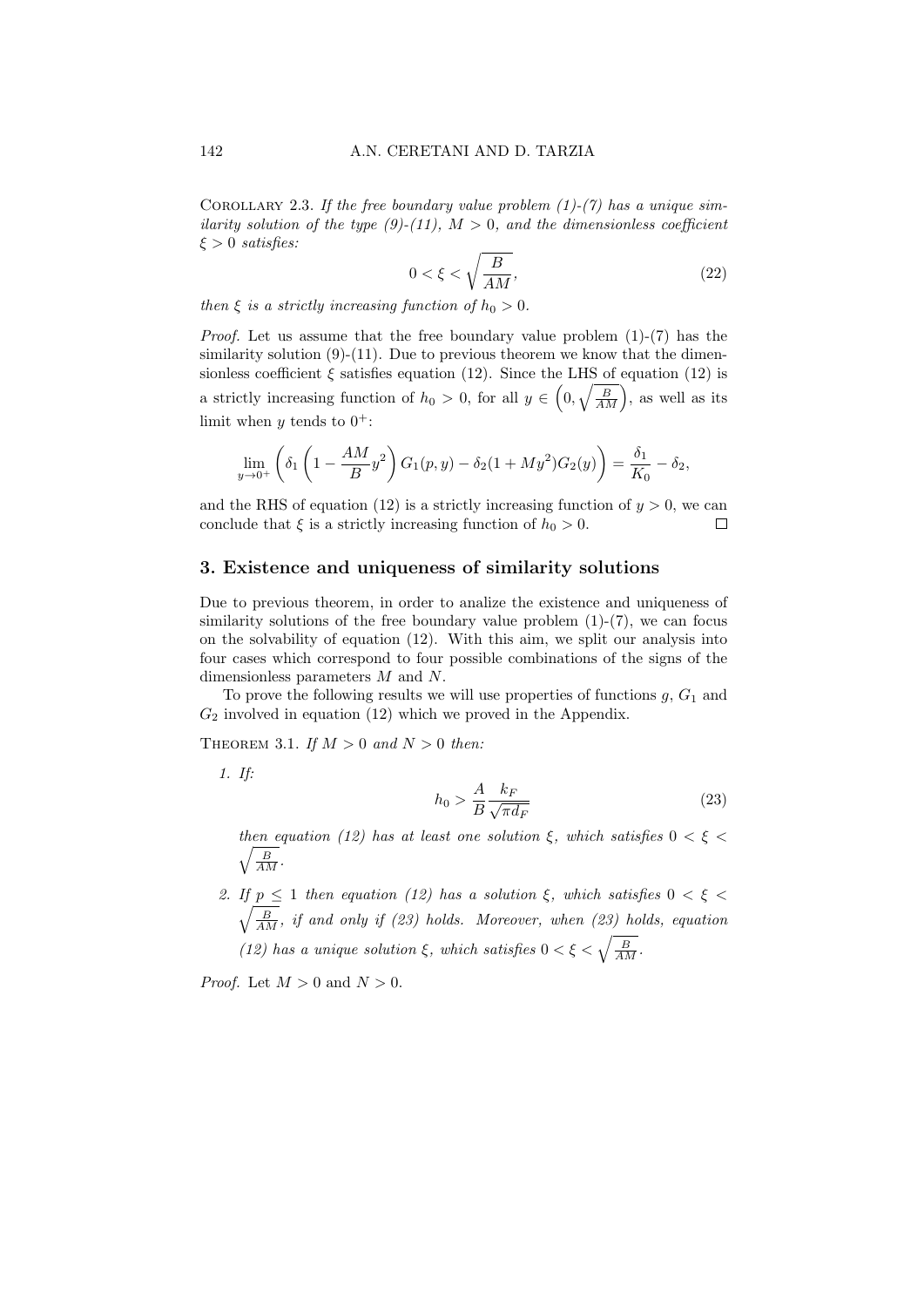Corollary 2.3. *If the free boundary value problem (1)-(7) has a unique similarity solution of the type (9)-(11), $M > 0$, and the dimensionless coefficient $\xi > 0$ satisfies:*

$$0 < \xi < \sqrt{\frac{B}{AM}}, \tag{22}$$

*then $\xi$ is a strictly increasing function of $h_0 > 0$.*

*Proof.* Let us assume that the free boundary value problem (1)-(7) has the similarity solution (9)-(11). Due to previous theorem we know that the dimensionless coefficient $\xi$ satisfies equation (12). Since the LHS of equation (12) is a strictly increasing function of $h_0 > 0$, for all $y \in \left(0, \sqrt{\frac{B}{AM}}\right)$, as well as its limit when $y$ tends to $0^+$:

$$\lim_{y \to 0^+} \left( \delta_1 \left(1 - \frac{AM}{B} y^2\right) G_1(p, y) - \delta_2 (1 + My^2) G_2(y) \right) = \frac{\delta_1}{K_0} - \delta_2,$$

and the RHS of equation (12) is a strictly increasing function of $y > 0$, we can conclude that $\xi$ is a strictly increasing function of $h_0 > 0$. $\square$

## 3. Existence and uniqueness of similarity solutions

Due to previous theorem, in order to analize the existence and uniqueness of similarity solutions of the free boundary value problem (1)-(7), we can focus on the solvability of equation (12). With this aim, we split our analysis into four cases which correspond to four possible combinations of the signs of the dimensionless parameters $M$ and $N$.

To prove the following results we will use properties of functions $g$, $G_1$ and $G_2$ involved in equation (12) which we proved in the Appendix.

Theorem 3.1. *If $M > 0$ and $N > 0$ then:*

1. *If:*

$$h_0 > \frac{A}{B} \frac{k_F}{\sqrt{\pi d_F}} \tag{23}$$

   *then equation (12) has at least one solution $\xi$, which satisfies $0 < \xi < \sqrt{\frac{B}{AM}}$.*

2. *If $p \leq 1$ then equation (12) has a solution $\xi$, which satisfies $0 < \xi < \sqrt{\frac{B}{AM}}$, if and only if (23) holds. Moreover, when (23) holds, equation (12) has a unique solution $\xi$, which satisfies $0 < \xi < \sqrt{\frac{B}{AM}}$.*

*Proof.* Let $M > 0$ and $N > 0$.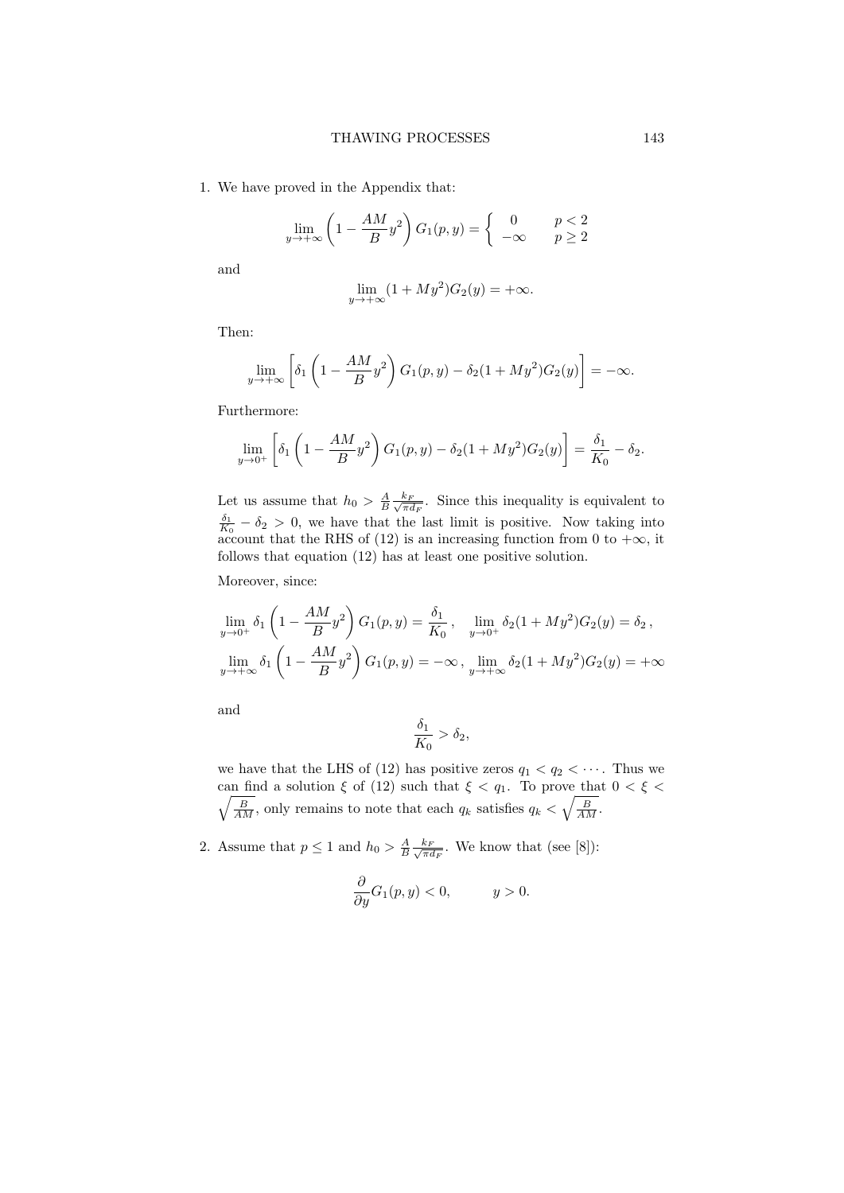1. We have proved in the Appendix that:

$$\lim_{y\to+\infty}\left(1-\frac{AM}{B}y^2\right)G_1(p,y)=\begin{cases}0 & p<2\\ -\infty & p\geq 2\end{cases}$$

   and

$$\lim_{y\to+\infty}(1+My^2)G_2(y)=+\infty.$$

   Then:

$$\lim_{y\to+\infty}\left[\delta_1\left(1-\frac{AM}{B}y^2\right)G_1(p,y)-\delta_2(1+My^2)G_2(y)\right]=-\infty.$$

   Furthermore:

$$\lim_{y\to 0^+}\left[\delta_1\left(1-\frac{AM}{B}y^2\right)G_1(p,y)-\delta_2(1+My^2)G_2(y)\right]=\frac{\delta_1}{K_0}-\delta_2.$$

   Let us assume that $h_0>\frac{A}{B}\frac{k_F}{\sqrt{\pi d_F}}$. Since this inequality is equivalent to $\frac{\delta_1}{K_0}-\delta_2>0$, we have that the last limit is positive. Now taking into account that the RHS of (12) is an increasing function from 0 to $+\infty$, it follows that equation (12) has at least one positive solution.

   Moreover, since:

$$\lim_{y\to 0^+}\delta_1\left(1-\frac{AM}{B}y^2\right)G_1(p,y)=\frac{\delta_1}{K_0}\,,\quad \lim_{y\to 0^+}\delta_2(1+My^2)G_2(y)=\delta_2\,,$$
$$\lim_{y\to+\infty}\delta_1\left(1-\frac{AM}{B}y^2\right)G_1(p,y)=-\infty\,,\ \lim_{y\to+\infty}\delta_2(1+My^2)G_2(y)=+\infty$$

   and

$$\frac{\delta_1}{K_0}>\delta_2,$$

   we have that the LHS of (12) has positive zeros $q_1<q_2<\cdots$. Thus we can find a solution $\xi$ of (12) such that $\xi<q_1$. To prove that $0<\xi<\sqrt{\frac{B}{AM}}$, only remains to note that each $q_k$ satisfies $q_k<\sqrt{\frac{B}{AM}}$.

2. Assume that $p\leq 1$ and $h_0>\frac{A}{B}\frac{k_F}{\sqrt{\pi d_F}}$. We know that (see [8]):

$$\frac{\partial}{\partial y}G_1(p,y)<0,\qquad y>0.$$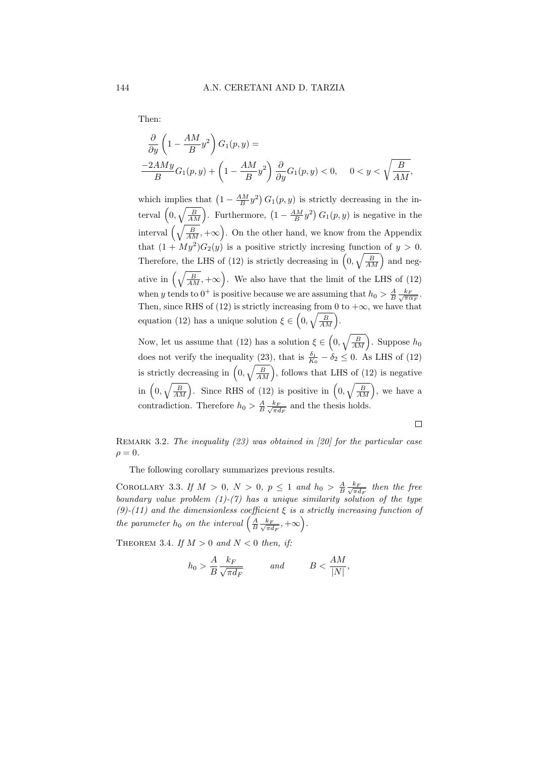Then:

$$\frac{\partial}{\partial y}\left(1-\frac{AM}{B}y^2\right)G_1(p,y)=$$
$$\frac{-2AMy}{B}G_1(p,y)+\left(1-\frac{AM}{B}y^2\right)\frac{\partial}{\partial y}G_1(p,y)<0, \quad 0<y<\sqrt{\frac{B}{AM}},$$

which implies that $\left(1-\frac{AM}{B}y^2\right)G_1(p,y)$ is strictly decreasing in the interval $\left(0,\sqrt{\frac{B}{AM}}\right)$. Furthermore, $\left(1-\frac{AM}{B}y^2\right)G_1(p,y)$ is negative in the interval $\left(\sqrt{\frac{B}{AM}},+\infty\right)$. On the other hand, we know from the Appendix that $(1+My^2)G_2(y)$ is a positive strictly incresing function of $y>0$. Therefore, the LHS of (12) is strictly decreasing in $\left(0,\sqrt{\frac{B}{AM}}\right)$ and negative in $\left(\sqrt{\frac{B}{AM}},+\infty\right)$. We also have that the limit of the LHS of (12) when $y$ tends to $0^+$ is positive because we are assuming that $h_0>\frac{A}{B}\frac{k_F}{\sqrt{\pi\alpha_F}}$. Then, since RHS of (12) is strictly increasing from 0 to $+\infty$, we have that equation (12) has a unique solution $\xi\in\left(0,\sqrt{\frac{B}{AM}}\right)$.

Now, let us assume that (12) has a solution $\xi\in\left(0,\sqrt{\frac{B}{AM}}\right)$. Suppose $h_0$ does not verify the inequality (23), that is $\frac{\delta_1}{K_0}-\delta_2\leq 0$. As LHS of (12) is strictly decreasing in $\left(0,\sqrt{\frac{B}{AM}}\right)$, follows that LHS of (12) is negative in $\left(0,\sqrt{\frac{B}{AM}}\right)$. Since RHS of (12) is positive in $\left(0,\sqrt{\frac{B}{AM}}\right)$, we have a contradiction. Therefore $h_0>\frac{A}{B}\frac{k_F}{\sqrt{\pi d_F}}$ and the thesis holds.

□

Remark 3.2. *The inequality (23) was obtained in [20] for the particular case $\rho=0$.*

The following corollary summarizes previous results.

Corollary 3.3. *If $M>0$, $N>0$, $p\leq 1$ and $h_0>\frac{A}{B}\frac{k_F}{\sqrt{\pi d_F}}$ then the free boundary value problem (1)-(7) has a unique similarity solution of the type (9)-(11) and the dimensionless coefficient $\xi$ is a strictly increasing function of the parameter $h_0$ on the interval $\left(\frac{A}{B}\frac{k_F}{\sqrt{\pi d_F}},+\infty\right)$.*

Theorem 3.4. *If $M>0$ and $N<0$ then, if:*

$$h_0>\frac{A}{B}\frac{k_F}{\sqrt{\pi d_F}} \qquad \textit{and} \qquad B<\frac{AM}{|N|},$$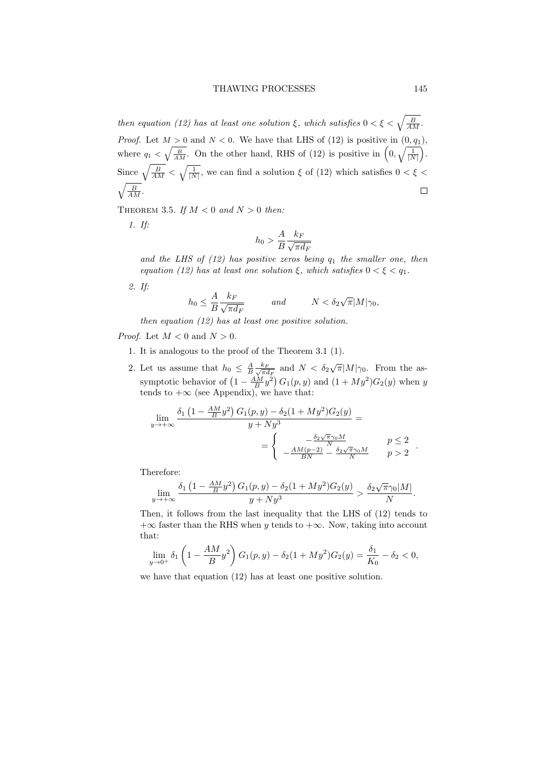*then equation (12) has at least one solution $\xi$, which satisfies $0 < \xi < \sqrt{\frac{B}{AM}}$.*

*Proof.* Let $M > 0$ and $N < 0$. We have that LHS of (12) is positive in $(0, q_1)$, where $q_1 < \sqrt{\frac{B}{AM}}$. On the other hand, RHS of (12) is positive in $\left(0, \sqrt{\frac{1}{|N|}}\right)$. Since $\sqrt{\frac{B}{AM}} < \sqrt{\frac{1}{|N|}}$, we can find a solution $\xi$ of (12) which satisfies $0 < \xi < \sqrt{\frac{B}{AM}}$. □

THEOREM 3.5. *If $M < 0$ and $N > 0$ then:*

1. *If:*

$$h_0 > \frac{A}{B} \frac{k_F}{\sqrt{\pi d_F}}$$

*and the LHS of (12) has positive zeros being $q_1$ the smaller one, then equation (12) has at least one solution $\xi$, which satisfies $0 < \xi < q_1$.*

2. *If:*

$$h_0 \leq \frac{A}{B} \frac{k_F}{\sqrt{\pi d_F}} \qquad \text{and} \qquad N < \delta_2 \sqrt{\pi} |M| \gamma_0,$$

*then equation (12) has at least one positive solution.*

*Proof.* Let $M < 0$ and $N > 0$.

1. It is analogous to the proof of the Theorem 3.1 (1).
2. Let us assume that $h_0 \leq \frac{A}{B} \frac{k_F}{\sqrt{\pi d_F}}$ and $N < \delta_2 \sqrt{\pi} |M| \gamma_0$. From the assymptotic behavior of $\left(1 - \frac{AM}{B} y^2\right) G_1(p, y)$ and $(1 + My^2) G_2(y)$ when $y$ tends to $+\infty$ (see Appendix), we have that:

$$\lim_{y \to +\infty} \frac{\delta_1 \left(1 - \frac{AM}{B} y^2\right) G_1(p, y) - \delta_2 (1 + My^2) G_2(y)}{y + Ny^3} = \\ = \begin{cases} -\frac{\delta_2 \sqrt{\pi} \gamma_0 M}{N} & p \leq 2 \\ -\frac{AM(p-2)}{BN} - \frac{\delta_2 \sqrt{\pi} \gamma_0 M}{N} & p > 2 \end{cases}.$$

Therefore:

$$\lim_{y \to +\infty} \frac{\delta_1 \left(1 - \frac{AM}{B} y^2\right) G_1(p, y) - \delta_2 (1 + My^2) G_2(y)}{y + Ny^3} > \frac{\delta_2 \sqrt{\pi} \gamma_0 |M|}{N}.$$

Then, it follows from the last inequality that the LHS of (12) tends to $+\infty$ faster than the RHS when $y$ tends to $+\infty$. Now, taking into account that:

$$\lim_{y \to 0^+} \delta_1 \left(1 - \frac{AM}{B} y^2\right) G_1(p, y) - \delta_2 (1 + My^2) G_2(y) = \frac{\delta_1}{K_0} - \delta_2 < 0,$$

we have that equation (12) has at least one positive solution.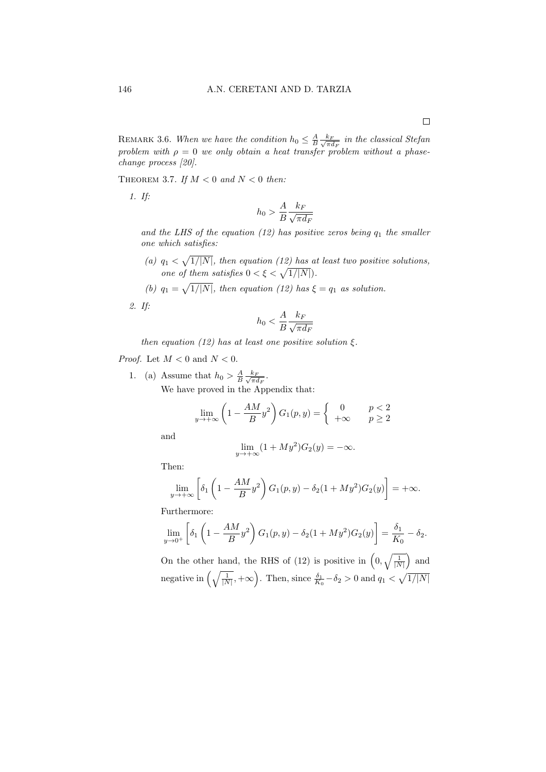□

REMARK 3.6. *When we have the condition $h_0 \leq \frac{A}{B}\frac{k_F}{\sqrt{\pi d_F}}$ in the classical Stefan problem with $\rho = 0$ we only obtain a heat transfer problem without a phase-change process [20].*

THEOREM 3.7. *If $M < 0$ and $N < 0$ then:*

1. *If:*

$$h_0 > \frac{A}{B}\frac{k_F}{\sqrt{\pi d_F}}$$

   *and the LHS of the equation (12) has positive zeros being $q_1$ the smaller one which satisfies:*

   (a) *$q_1 < \sqrt{1/|N|}$, then equation (12) has at least two positive solutions, one of them satisfies $0 < \xi < \sqrt{1/|N|}$).*

   (b) *$q_1 = \sqrt{1/|N|}$, then equation (12) has $\xi = q_1$ as solution.*

2. *If:*

$$h_0 < \frac{A}{B}\frac{k_F}{\sqrt{\pi d_F}}$$

   *then equation (12) has at least one positive solution $\xi$.*

*Proof.* Let $M < 0$ and $N < 0$.

1. (a) Assume that $h_0 > \frac{A}{B}\frac{k_F}{\sqrt{\pi d_F}}$.
   We have proved in the Appendix that:

$$\lim_{y \to +\infty}\left(1 - \frac{AM}{B}y^2\right)G_1(p,y) = \begin{cases} 0 & p < 2 \\ +\infty & p \geq 2 \end{cases}$$

   and

$$\lim_{y \to +\infty}(1 + My^2)G_2(y) = -\infty.$$

   Then:

$$\lim_{y \to +\infty}\left[\delta_1\left(1 - \frac{AM}{B}y^2\right)G_1(p,y) - \delta_2(1 + My^2)G_2(y)\right] = +\infty.$$

   Furthermore:

$$\lim_{y \to 0^+}\left[\delta_1\left(1 - \frac{AM}{B}y^2\right)G_1(p,y) - \delta_2(1 + My^2)G_2(y)\right] = \frac{\delta_1}{K_0} - \delta_2.$$

   On the other hand, the RHS of (12) is positive in $\left(0, \sqrt{\frac{1}{|N|}}\right)$ and negative in $\left(\sqrt{\frac{1}{|N|}}, +\infty\right)$. Then, since $\frac{\delta_1}{K_0} - \delta_2 > 0$ and $q_1 < \sqrt{1/|N|}$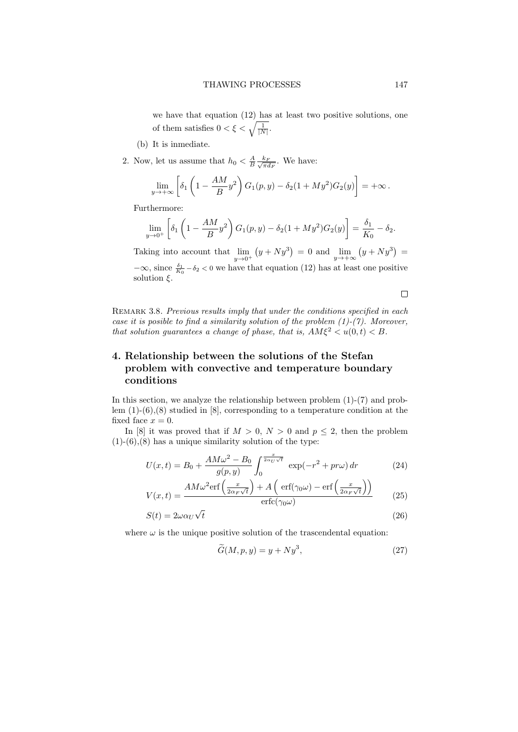we have that equation (12) has at least two positive solutions, one of them satisfies $0 < \xi < \sqrt{\frac{1}{|N|}}$.

(b) It is inmediate.

2. Now, let us assume that $h_0 < \frac{A}{B}\frac{k_F}{\sqrt{\pi d_F}}$. We have:

$$\lim_{y\to+\infty}\left[\delta_1\left(1-\frac{AM}{B}y^2\right)G_1(p,y)-\delta_2(1+My^2)G_2(y)\right]=+\infty\,.$$

Furthermore:

$$\lim_{y\to 0^+}\left[\delta_1\left(1-\frac{AM}{B}y^2\right)G_1(p,y)-\delta_2(1+My^2)G_2(y)\right]=\frac{\delta_1}{K_0}-\delta_2.$$

Taking into account that $\lim_{y\to 0^+}\left(y+Ny^3\right)=0$ and $\lim_{y\to+\infty}\left(y+Ny^3\right)=-\infty$, since $\frac{\delta_1}{K_0}-\delta_2<0$ we have that equation (12) has at least one positive solution $\xi$.

□

Remark 3.8. *Previous results imply that under the conditions specified in each case it is posible to find a similarity solution of the problem (1)-(7). Moreover, that solution guarantees a change of phase, that is,* $AM\xi^2 < u(0,t) < B$.

## 4. Relationship between the solutions of the Stefan problem with convective and temperature boundary conditions

In this section, we analyze the relationship between problem (1)-(7) and problem (1)-(6),(8) studied in [8], corresponding to a temperature condition at the fixed face $x=0$.

In [8] it was proved that if $M>0$, $N>0$ and $p\leq 2$, then the problem (1)-(6),(8) has a unique similarity solution of the type:

$$U(x,t)=B_0+\frac{AM\omega^2-B_0}{g(p,y)}\int_0^{\frac{x}{2\alpha_U\sqrt{t}}}\exp(-r^2+pr\omega)\,dr \tag{24}$$

$$V(x,t)=\frac{AM\omega^2\operatorname{erf}\left(\frac{x}{2\alpha_F\sqrt{t}}\right)+A\left(\operatorname{erf}(\gamma_0\omega)-\operatorname{erf}\left(\frac{x}{2\alpha_F\sqrt{t}}\right)\right)}{\operatorname{erfc}(\gamma_0\omega)} \tag{25}$$

$$S(t)=2\omega\alpha_U\sqrt{t} \tag{26}$$

where $\omega$ is the unique positive solution of the trascendental equation:

$$\widetilde{G}(M,p,y)=y+Ny^3, \tag{27}$$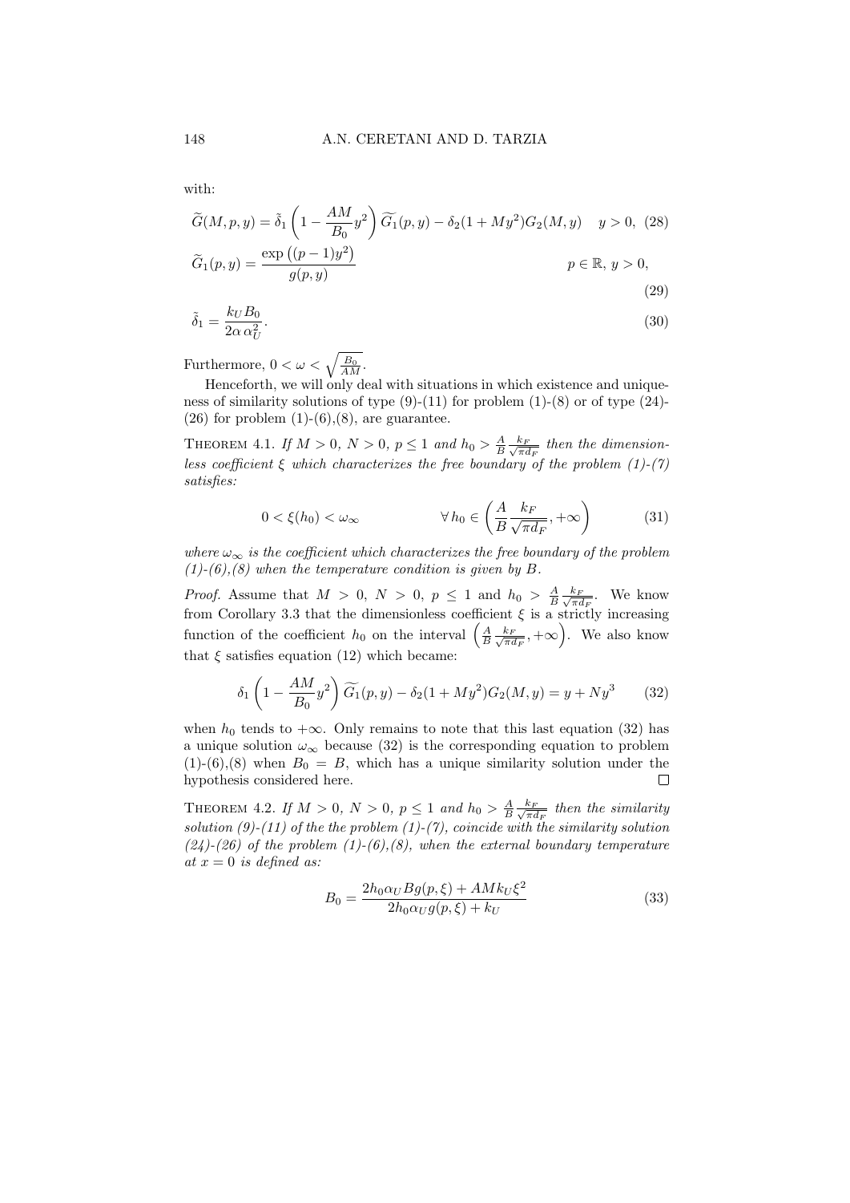with:

$$\widetilde{G}(M,p,y) = \tilde{\delta}_1 \left(1 - \frac{AM}{B_0} y^2\right) \widetilde{G_1}(p,y) - \delta_2 (1 + My^2) G_2(M,y) \quad y > 0, \tag{28}$$

$$\widetilde{G}_1(p,y) = \frac{\exp\left((p-1)y^2\right)}{g(p,y)} \qquad p \in \mathbb{R},\ y > 0, \tag{29}$$

$$\tilde{\delta}_1 = \frac{k_U B_0}{2\alpha\, \alpha_U^2}. \tag{30}$$

Furthermore, $0 < \omega < \sqrt{\frac{B_0}{AM}}$.

Henceforth, we will only deal with situations in which existence and uniqueness of similarity solutions of type (9)-(11) for problem (1)-(8) or of type (24)-(26) for problem (1)-(6),(8), are guarantee.

**Theorem 4.1.** *If $M > 0$, $N > 0$, $p \leq 1$ and $h_0 > \frac{A}{B}\frac{k_F}{\sqrt{\pi d_F}}$ then the dimensionless coefficient $\xi$ which characterizes the free boundary of the problem (1)-(7) satisfies:*

$$0 < \xi(h_0) < \omega_\infty \qquad \forall\, h_0 \in \left(\frac{A}{B}\frac{k_F}{\sqrt{\pi d_F}}, +\infty\right) \tag{31}$$

*where $\omega_\infty$ is the coefficient which characterizes the free boundary of the problem (1)-(6),(8) when the temperature condition is given by $B$.*

*Proof.* Assume that $M > 0$, $N > 0$, $p \leq 1$ and $h_0 > \frac{A}{B}\frac{k_F}{\sqrt{\pi d_F}}$. We know from Corollary 3.3 that the dimensionless coefficient $\xi$ is a strictly increasing function of the coefficient $h_0$ on the interval $\left(\frac{A}{B}\frac{k_F}{\sqrt{\pi d_F}}, +\infty\right)$. We also know that $\xi$ satisfies equation (12) which became:

$$\delta_1 \left(1 - \frac{AM}{B_0} y^2\right) \widetilde{G_1}(p,y) - \delta_2 (1 + My^2) G_2(M,y) = y + Ny^3 \tag{32}$$

when $h_0$ tends to $+\infty$. Only remains to note that this last equation (32) has a unique solution $\omega_\infty$ because (32) is the corresponding equation to problem (1)-(6),(8) when $B_0 = B$, which has a unique similarity solution under the hypothesis considered here. $\square$

**Theorem 4.2.** *If $M > 0$, $N > 0$, $p \leq 1$ and $h_0 > \frac{A}{B}\frac{k_F}{\sqrt{\pi d_F}}$ then the similarity solution (9)-(11) of the the problem (1)-(7), coincide with the similarity solution (24)-(26) of the problem (1)-(6),(8), when the external boundary temperature at $x = 0$ is defined as:*

$$B_0 = \frac{2h_0 \alpha_U B g(p,\xi) + AMk_U \xi^2}{2h_0 \alpha_U g(p,\xi) + k_U} \tag{33}$$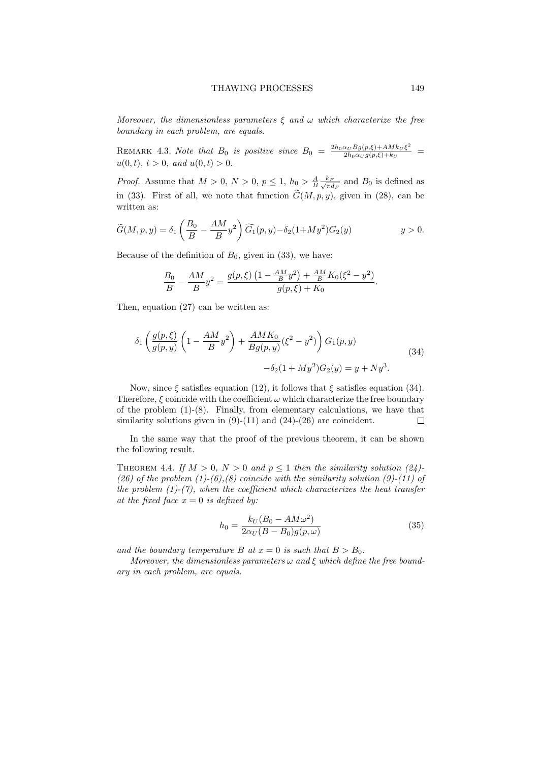*Moreover, the dimensionless parameters $\xi$ and $\omega$ which characterize the free boundary in each problem, are equals.*

REMARK 4.3. *Note that $B_0$ is positive since $B_0 = \frac{2h_0\alpha_U Bg(p,\xi)+AMk_U\xi^2}{2h_0\alpha_U g(p,\xi)+k_U} = u(0,t)$, $t>0$, and $u(0,t)>0$.*

*Proof.* Assume that $M>0$, $N>0$, $p\leq 1$, $h_0 > \frac{A}{B}\frac{k_F}{\sqrt{\pi d_F}}$ and $B_0$ is defined as in (33). First of all, we note that function $\widetilde{G}(M,p,y)$, given in (28), can be written as:

$$\widetilde{G}(M,p,y) = \delta_1\left(\frac{B_0}{B} - \frac{AM}{B}y^2\right)\widetilde{G_1}(p,y) - \delta_2(1+My^2)G_2(y) \qquad y>0.$$

Because of the definition of $B_0$, given in (33), we have:

$$\frac{B_0}{B} - \frac{AM}{B}y^2 = \frac{g(p,\xi)\left(1-\frac{AM}{B}y^2\right) + \frac{AM}{B}K_0(\xi^2-y^2)}{g(p,\xi)+K_0}.$$

Then, equation (27) can be written as:

$$\delta_1\left(\frac{g(p,\xi)}{g(p,y)}\left(1-\frac{AM}{B}y^2\right) + \frac{AMK_0}{Bg(p,y)}(\xi^2-y^2)\right)G_1(p,y) - \delta_2(1+My^2)G_2(y) = y + Ny^3. \tag{34}$$

Now, since $\xi$ satisfies equation (12), it follows that $\xi$ satisfies equation (34). Therefore, $\xi$ coincide with the coefficient $\omega$ which characterize the free boundary of the problem (1)-(8). Finally, from elementary calculations, we have that similarity solutions given in (9)-(11) and (24)-(26) are coincident. $\square$

In the same way that the proof of the previous theorem, it can be shown the following result.

THEOREM 4.4. *If $M>0$, $N>0$ and $p\leq 1$ then the similarity solution (24)-(26) of the problem (1)-(6),(8) coincide with the similarity solution (9)-(11) of the problem (1)-(7), when the coefficient which characterizes the heat transfer at the fixed face $x=0$ is defined by:*

$$h_0 = \frac{k_U(B_0 - AM\omega^2)}{2\alpha_U(B-B_0)g(p,\omega)} \tag{35}$$

*and the boundary temperature $B$ at $x=0$ is such that $B>B_0$.*

*Moreover, the dimensionless parameters $\omega$ and $\xi$ which define the free boundary in each problem, are equals.*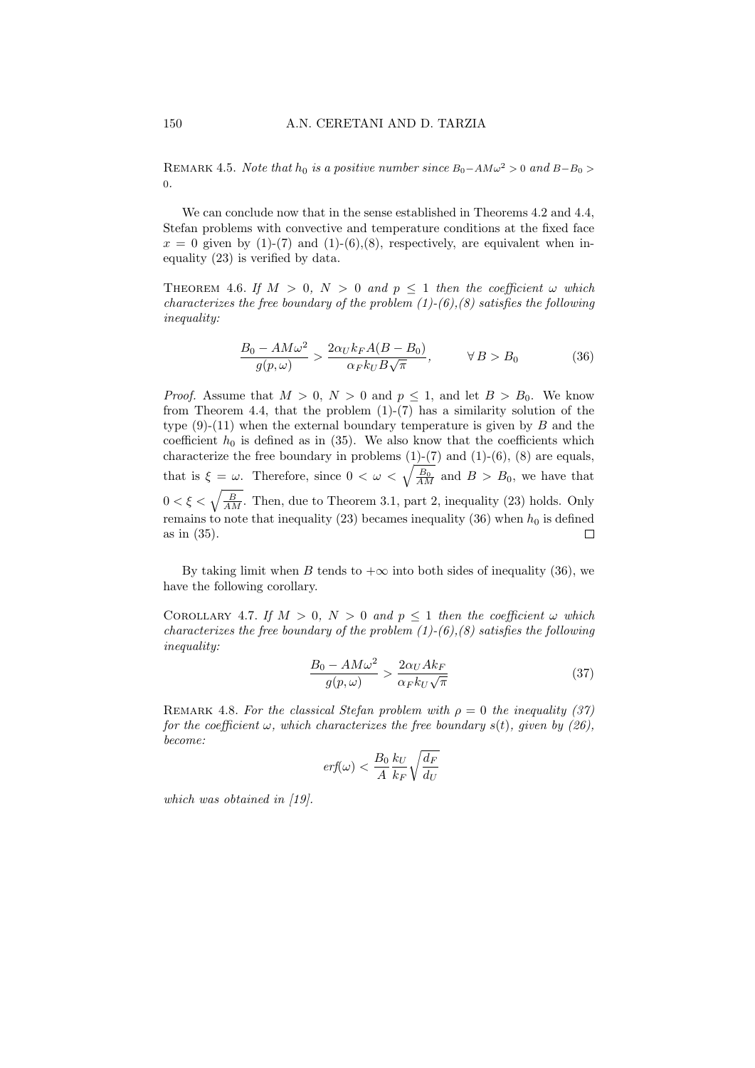REMARK 4.5. *Note that $h_0$ is a positive number since $B_0 - AM\omega^2 > 0$ and $B - B_0 > 0$.*

We can conclude now that in the sense established in Theorems 4.2 and 4.4, Stefan problems with convective and temperature conditions at the fixed face $x = 0$ given by (1)-(7) and (1)-(6),(8), respectively, are equivalent when inequality (23) is verified by data.

THEOREM 4.6. *If $M > 0$, $N > 0$ and $p \leq 1$ then the coefficient $\omega$ which characterizes the free boundary of the problem (1)-(6),(8) satisfies the following inequality:*

$$\frac{B_0 - AM\omega^2}{g(p,\omega)} > \frac{2\alpha_U k_F A(B - B_0)}{\alpha_F k_U B\sqrt{\pi}}, \qquad \forall\, B > B_0 \tag{36}$$

*Proof.* Assume that $M > 0$, $N > 0$ and $p \leq 1$, and let $B > B_0$. We know from Theorem 4.4, that the problem (1)-(7) has a similarity solution of the type (9)-(11) when the external boundary temperature is given by $B$ and the coefficient $h_0$ is defined as in (35). We also know that the coefficients which characterize the free boundary in problems (1)-(7) and (1)-(6), (8) are equals, that is $\xi = \omega$. Therefore, since $0 < \omega < \sqrt{\frac{B_0}{AM}}$ and $B > B_0$, we have that $0 < \xi < \sqrt{\frac{B}{AM}}$. Then, due to Theorem 3.1, part 2, inequality (23) holds. Only remains to note that inequality (23) becames inequality (36) when $h_0$ is defined as in (35). $\square$

By taking limit when $B$ tends to $+\infty$ into both sides of inequality (36), we have the following corollary.

COROLLARY 4.7. *If $M > 0$, $N > 0$ and $p \leq 1$ then the coefficient $\omega$ which characterizes the free boundary of the problem (1)-(6),(8) satisfies the following inequality:*

$$\frac{B_0 - AM\omega^2}{g(p,\omega)} > \frac{2\alpha_U A k_F}{\alpha_F k_U \sqrt{\pi}} \tag{37}$$

REMARK 4.8. *For the classical Stefan problem with $\rho = 0$ the inequality (37) for the coefficient $\omega$, which characterizes the free boundary $s(t)$, given by (26), become:*

$$erf(\omega) < \frac{B_0}{A}\frac{k_U}{k_F}\sqrt{\frac{d_F}{d_U}}$$

*which was obtained in [19].*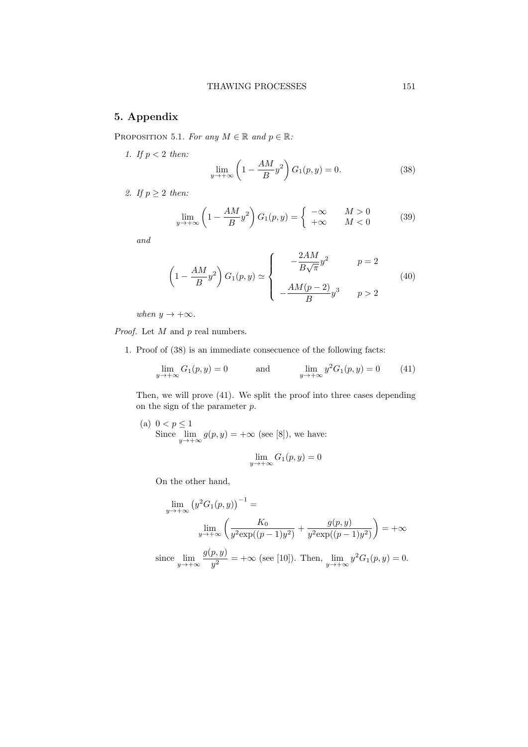## 5. Appendix

Proposition 5.1. *For any $M \in \mathbb{R}$ and $p \in \mathbb{R}$:*

1. *If $p < 2$ then:*

$$\lim_{y\to+\infty}\left(1-\frac{AM}{B}y^2\right)G_1(p,y)=0. \tag{38}$$

2. *If $p \geq 2$ then:*

$$\lim_{y\to+\infty}\left(1-\frac{AM}{B}y^2\right)G_1(p,y)=\begin{cases}-\infty & M>0\\ +\infty & M<0\end{cases} \tag{39}$$

*and*

$$\left(1-\frac{AM}{B}y^2\right)G_1(p,y)\simeq\begin{cases}-\dfrac{2AM}{B\sqrt{\pi}}y^2 & p=2\\[2ex] -\dfrac{AM(p-2)}{B}y^3 & p>2\end{cases} \tag{40}$$

*when $y \to +\infty$.*

*Proof.* Let $M$ and $p$ real numbers.

1. Proof of (38) is an immediate consecuence of the following facts:

$$\lim_{y\to+\infty}G_1(p,y)=0 \qquad \text{and} \qquad \lim_{y\to+\infty}y^2G_1(p,y)=0 \tag{41}$$

Then, we will prove (41). We split the proof into three cases depending on the sign of the parameter $p$.

(a) $0 < p \leq 1$
Since $\lim_{y\to+\infty} g(p,y) = +\infty$ (see [8]), we have:

$$\lim_{y\to+\infty}G_1(p,y)=0$$

On the other hand,

$$\lim_{y\to+\infty}\left(y^2G_1(p,y)\right)^{-1}= \lim_{y\to+\infty}\left(\frac{K_0}{y^2\exp((p-1)y^2)}+\frac{g(p,y)}{y^2\exp((p-1)y^2)}\right)=+\infty$$

since $\lim_{y\to+\infty}\dfrac{g(p,y)}{y^2}=+\infty$ (see [10]). Then, $\lim_{y\to+\infty}y^2G_1(p,y)=0$.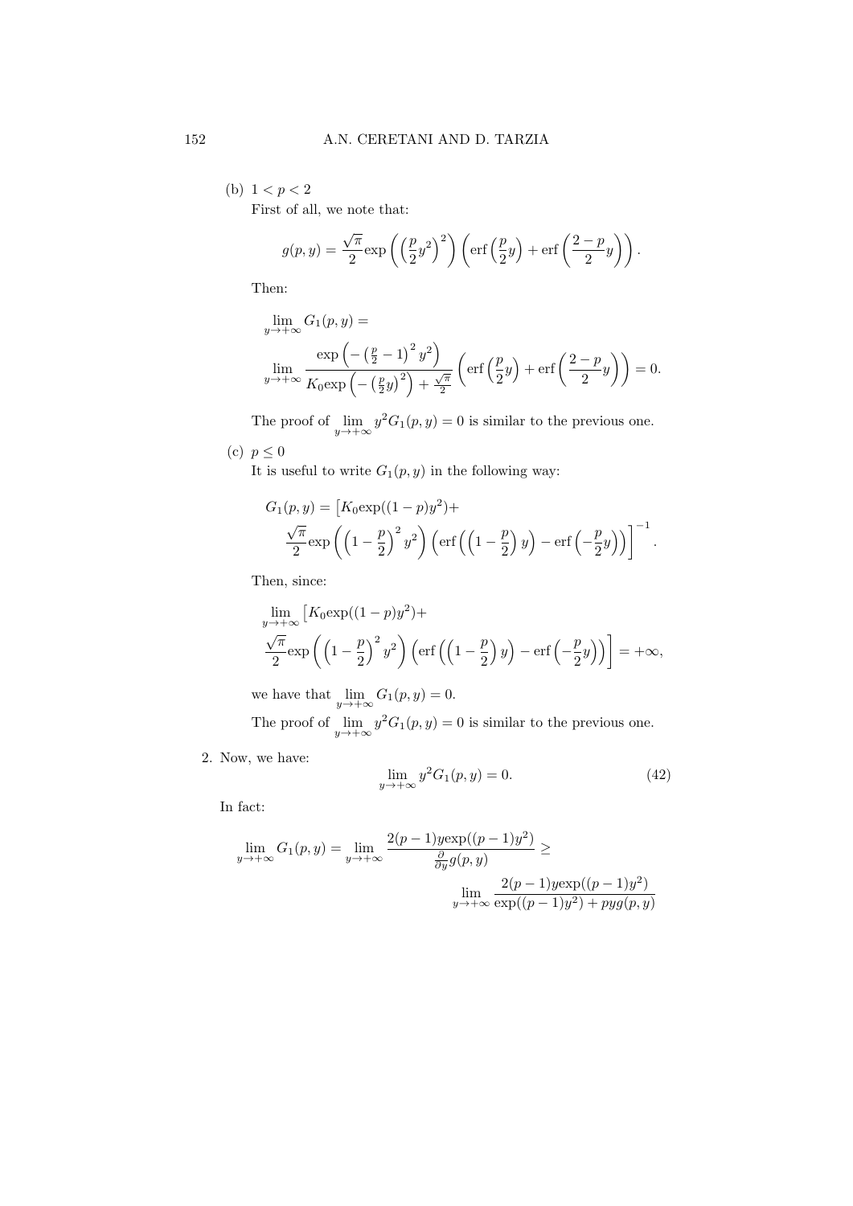(b) $1 < p < 2$

First of all, we note that:

$$g(p,y) = \frac{\sqrt{\pi}}{2}\exp\left(\left(\frac{p}{2}y^2\right)^2\right)\left(\text{erf}\left(\frac{p}{2}y\right) + \text{erf}\left(\frac{2-p}{2}y\right)\right).$$

Then:

$$\lim_{y\to+\infty} G_1(p,y) =$$
$$\lim_{y\to+\infty} \frac{\exp\left(-\left(\frac{p}{2}-1\right)^2 y^2\right)}{K_0\exp\left(-\left(\frac{p}{2}y\right)^2\right) + \frac{\sqrt{\pi}}{2}}\left(\text{erf}\left(\frac{p}{2}y\right) + \text{erf}\left(\frac{2-p}{2}y\right)\right) = 0.$$

The proof of $\lim\limits_{y\to+\infty} y^2 G_1(p,y) = 0$ is similar to the previous one.

(c) $p \leq 0$

It is useful to write $G_1(p,y)$ in the following way:

$$G_1(p,y) = \Big[K_0\exp((1-p)y^2) +$$
$$\frac{\sqrt{\pi}}{2}\exp\left(\left(1-\frac{p}{2}\right)^2 y^2\right)\left(\text{erf}\left(\left(1-\frac{p}{2}\right)y\right) - \text{erf}\left(-\frac{p}{2}y\right)\right)\Big]^{-1}.$$

Then, since:

$$\lim_{y\to+\infty}\Big[K_0\exp((1-p)y^2) +$$
$$\frac{\sqrt{\pi}}{2}\exp\left(\left(1-\frac{p}{2}\right)^2 y^2\right)\left(\text{erf}\left(\left(1-\frac{p}{2}\right)y\right) - \text{erf}\left(-\frac{p}{2}y\right)\right)\Big] = +\infty,$$

we have that $\lim\limits_{y\to+\infty} G_1(p,y) = 0$.

The proof of $\lim\limits_{y\to+\infty} y^2 G_1(p,y) = 0$ is similar to the previous one.

2. Now, we have:

$$\lim_{y\to+\infty} y^2 G_1(p,y) = 0. \tag{42}$$

In fact:

$$\lim_{y\to+\infty} G_1(p,y) = \lim_{y\to+\infty} \frac{2(p-1)y\exp((p-1)y^2)}{\frac{\partial}{\partial y}g(p,y)} \geq$$
$$\lim_{y\to+\infty} \frac{2(p-1)y\exp((p-1)y^2)}{\exp((p-1)y^2) + pyg(p,y)}$$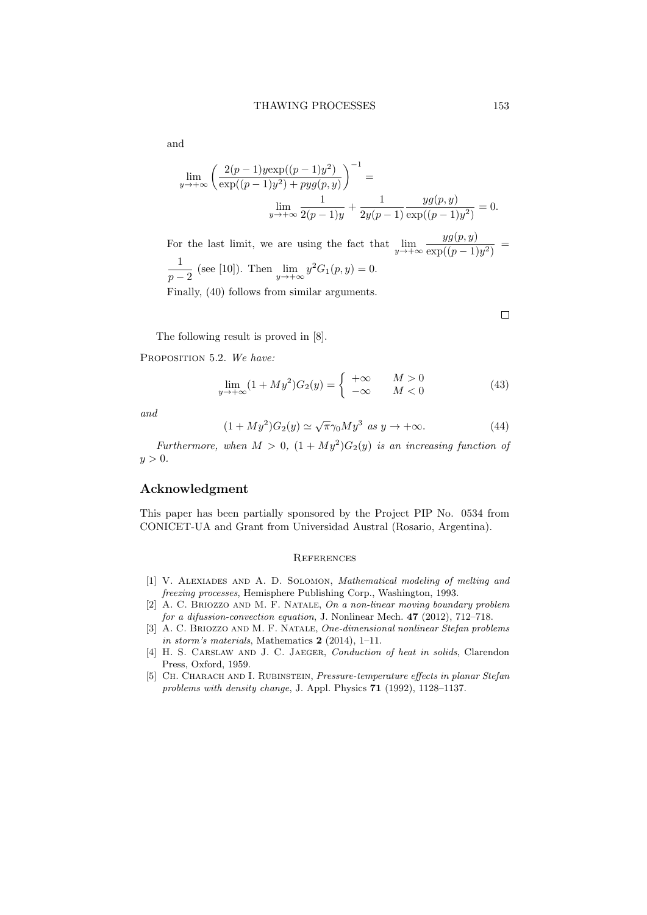and

$$\lim_{y\to+\infty}\left(\frac{2(p-1)y\exp((p-1)y^2)}{\exp((p-1)y^2)+pyg(p,y)}\right)^{-1} = \lim_{y\to+\infty}\frac{1}{2(p-1)y}+\frac{1}{2y(p-1)}\frac{yg(p,y)}{\exp((p-1)y^2)} = 0.$$

For the last limit, we are using the fact that $\lim_{y\to+\infty}\frac{yg(p,y)}{\exp((p-1)y^2)} = \frac{1}{p-2}$ (see [10]). Then $\lim_{y\to+\infty} y^2 G_1(p,y) = 0$.

Finally, (40) follows from similar arguments.

□

The following result is proved in [8].

Proposition 5.2. *We have:*

$$\lim_{y\to+\infty}(1+My^2)G_2(y) = \begin{cases} +\infty & M>0 \\ -\infty & M<0 \end{cases} \tag{43}$$

*and*

$$(1+My^2)G_2(y) \simeq \sqrt{\pi}\gamma_0 M y^3 \ \text{as } y\to+\infty. \tag{44}$$

*Furthermore, when $M>0$, $(1+My^2)G_2(y)$ is an increasing function of $y>0$.*

## Acknowledgment

This paper has been partially sponsored by the Project PIP No. 0534 from CONICET-UA and Grant from Universidad Austral (Rosario, Argentina).

## References

[1] V. Alexiades and A. D. Solomon, *Mathematical modeling of melting and freezing processes*, Hemisphere Publishing Corp., Washington, 1993.

[2] A. C. Briozzo and M. F. Natale, *On a non-linear moving boundary problem for a difussion-convection equation*, J. Nonlinear Mech. **47** (2012), 712–718.

[3] A. C. Briozzo and M. F. Natale, *One-dimensional nonlinear Stefan problems in storm's materials*, Mathematics **2** (2014), 1–11.

[4] H. S. Carslaw and J. C. Jaeger, *Conduction of heat in solids*, Clarendon Press, Oxford, 1959.

[5] Ch. Charach and I. Rubinstein, *Pressure-temperature effects in planar Stefan problems with density change*, J. Appl. Physics **71** (1992), 1128–1137.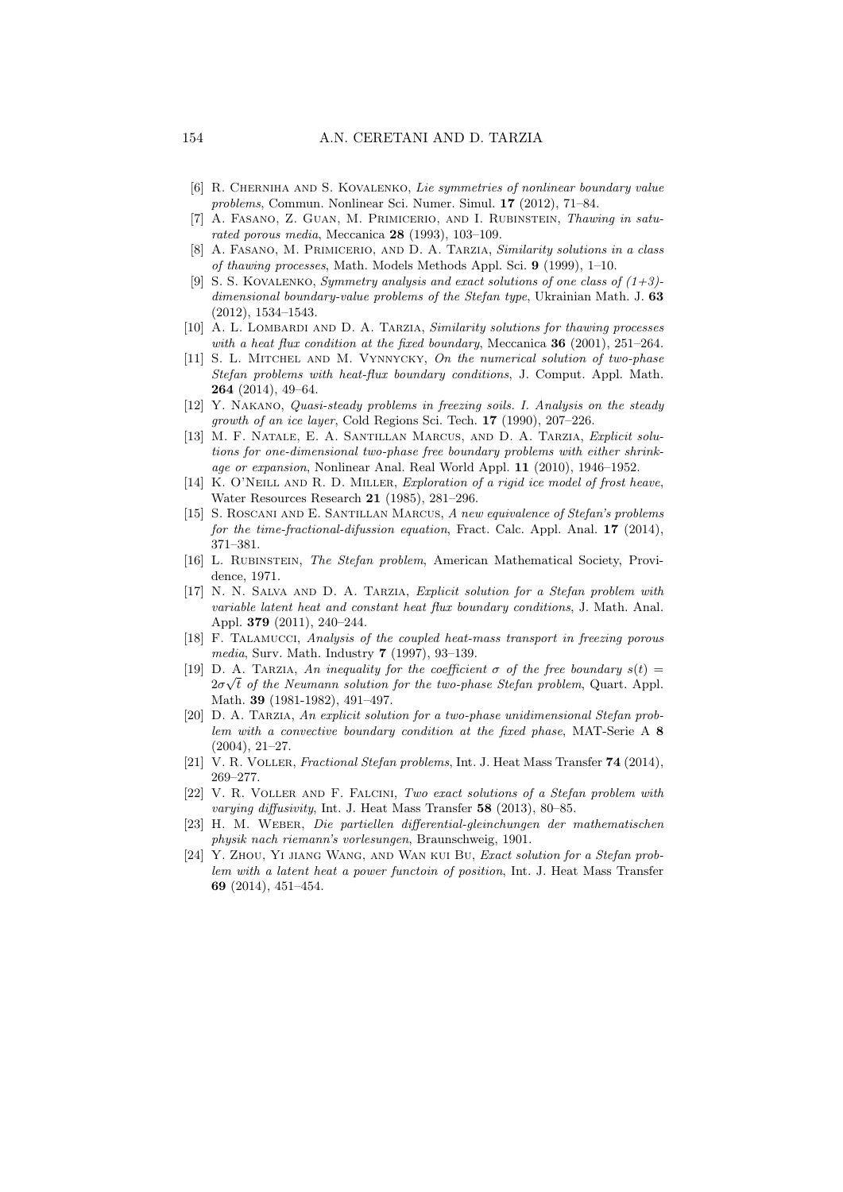[6] R. Cherniha and S. Kovalenko, *Lie symmetries of nonlinear boundary value problems*, Commun. Nonlinear Sci. Numer. Simul. **17** (2012), 71–84.

[7] A. Fasano, Z. Guan, M. Primicerio, and I. Rubinstein, *Thawing in saturated porous media*, Meccanica **28** (1993), 103–109.

[8] A. Fasano, M. Primicerio, and D. A. Tarzia, *Similarity solutions in a class of thawing processes*, Math. Models Methods Appl. Sci. **9** (1999), 1–10.

[9] S. S. Kovalenko, *Symmetry analysis and exact solutions of one class of (1+3)-dimensional boundary-value problems of the Stefan type*, Ukrainian Math. J. **63** (2012), 1534–1543.

[10] A. L. Lombardi and D. A. Tarzia, *Similarity solutions for thawing processes with a heat flux condition at the fixed boundary*, Meccanica **36** (2001), 251–264.

[11] S. L. Mitchel and M. Vynnycky, *On the numerical solution of two-phase Stefan problems with heat-flux boundary conditions*, J. Comput. Appl. Math. **264** (2014), 49–64.

[12] Y. Nakano, *Quasi-steady problems in freezing soils. I. Analysis on the steady growth of an ice layer*, Cold Regions Sci. Tech. **17** (1990), 207–226.

[13] M. F. Natale, E. A. Santillan Marcus, and D. A. Tarzia, *Explicit solutions for one-dimensional two-phase free boundary problems with either shrinkage or expansion*, Nonlinear Anal. Real World Appl. **11** (2010), 1946–1952.

[14] K. O'Neill and R. D. Miller, *Exploration of a rigid ice model of frost heave*, Water Resources Research **21** (1985), 281–296.

[15] S. Roscani and E. Santillan Marcus, *A new equivalence of Stefan's problems for the time-fractional-difussion equation*, Fract. Calc. Appl. Anal. **17** (2014), 371–381.

[16] L. Rubinstein, *The Stefan problem*, American Mathematical Society, Providence, 1971.

[17] N. N. Salva and D. A. Tarzia, *Explicit solution for a Stefan problem with variable latent heat and constant heat flux boundary conditions*, J. Math. Anal. Appl. **379** (2011), 240–244.

[18] F. Talamucci, *Analysis of the coupled heat-mass transport in freezing porous media*, Surv. Math. Industry **7** (1997), 93–139.

[19] D. A. Tarzia, *An inequality for the coefficient $\sigma$ of the free boundary $s(t) = 2\sigma\sqrt{t}$ of the Neumann solution for the two-phase Stefan problem*, Quart. Appl. Math. **39** (1981-1982), 491–497.

[20] D. A. Tarzia, *An explicit solution for a two-phase unidimensional Stefan problem with a convective boundary condition at the fixed phase*, MAT-Serie A **8** (2004), 21–27.

[21] V. R. Voller, *Fractional Stefan problems*, Int. J. Heat Mass Transfer **74** (2014), 269–277.

[22] V. R. Voller and F. Falcini, *Two exact solutions of a Stefan problem with varying diffusivity*, Int. J. Heat Mass Transfer **58** (2013), 80–85.

[23] H. M. Weber, *Die partiellen differential-gleinchungen der mathematischen physik nach riemann's vorlesungen*, Braunschweig, 1901.

[24] Y. Zhou, Yi jiang Wang, and Wan kui Bu, *Exact solution for a Stefan problem with a latent heat a power functoin of position*, Int. J. Heat Mass Transfer **69** (2014), 451–454.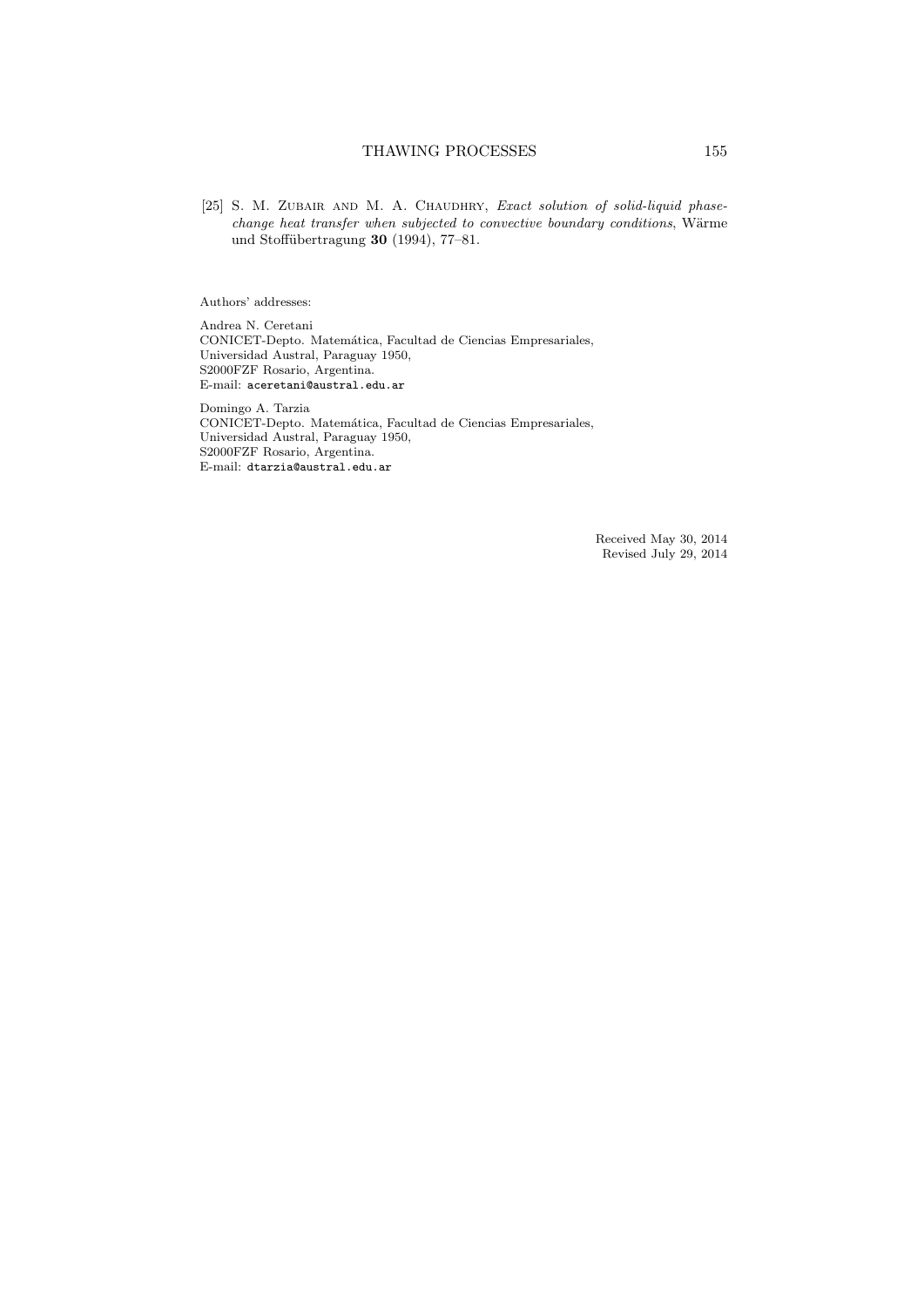[25] S. M. Zubair and M. A. Chaudhry, *Exact solution of solid-liquid phase-change heat transfer when subjected to convective boundary conditions*, Wärme und Stoffübertragung **30** (1994), 77–81.

Authors' addresses:

Andrea N. Ceretani
CONICET-Depto. Matemática, Facultad de Ciencias Empresariales,
Universidad Austral, Paraguay 1950,
S2000FZF Rosario, Argentina.
E-mail: `aceretani@austral.edu.ar`

Domingo A. Tarzia
CONICET-Depto. Matemática, Facultad de Ciencias Empresariales,
Universidad Austral, Paraguay 1950,
S2000FZF Rosario, Argentina.
E-mail: `dtarzia@austral.edu.ar`

Received May 30, 2014
Revised July 29, 2014